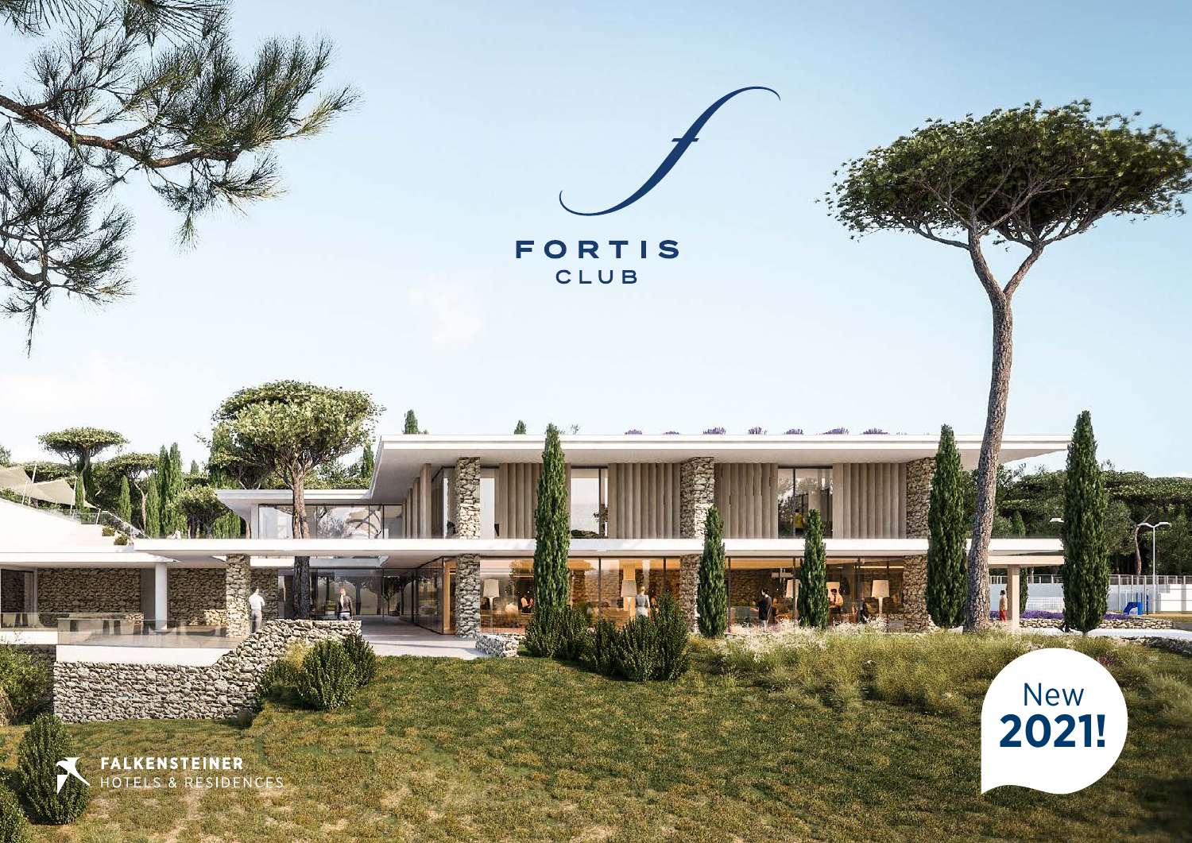# FORTIS CLUB

New **2021!**

**FALKENSTEINER**
HOTELS & RESIDENCES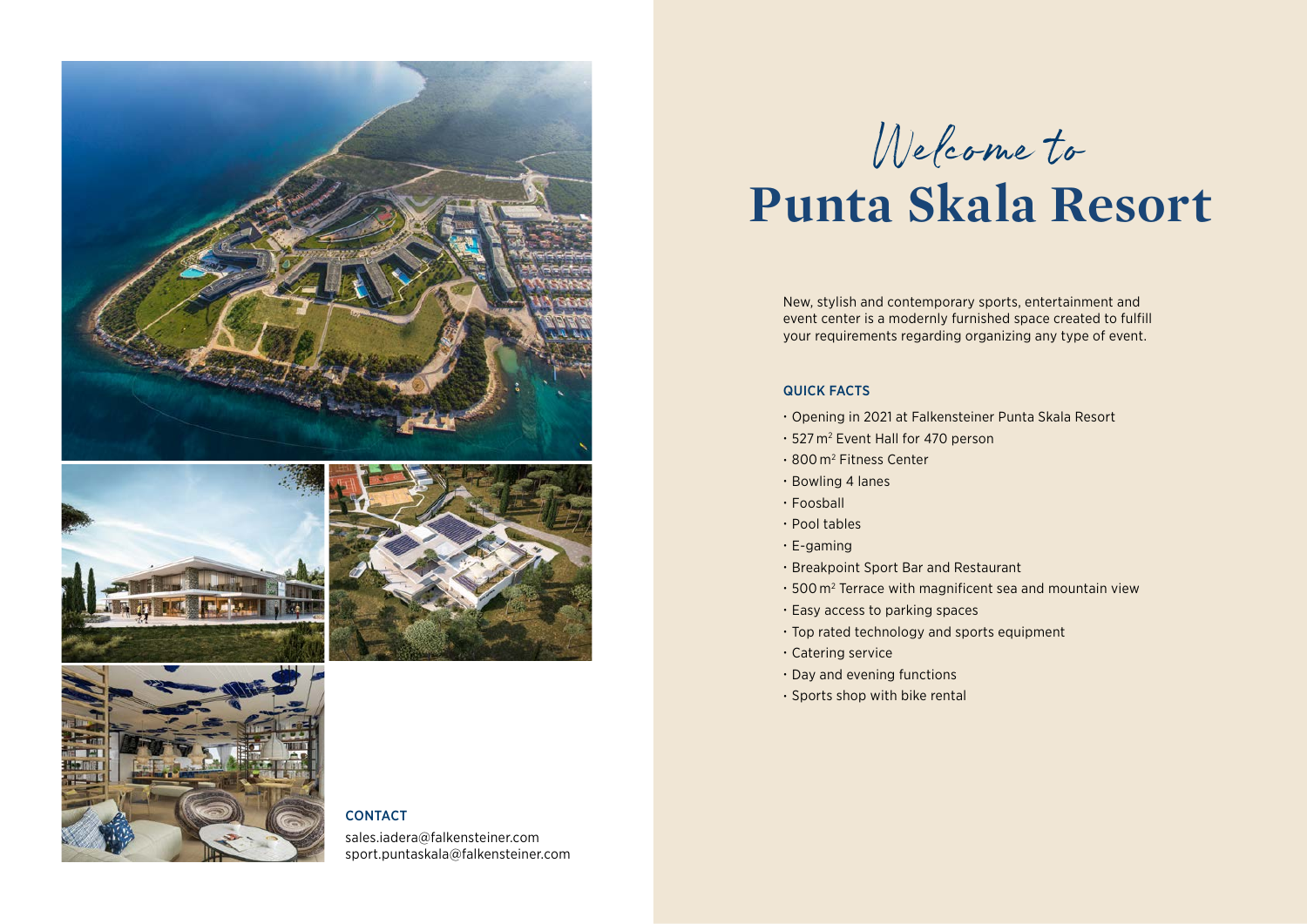*Welcome to*

# Punta Skala Resort

New, stylish and contemporary sports, entertainment and event center is a modernly furnished space created to fulfill your requirements regarding organizing any type of event.

### QUICK FACTS

- Opening in 2021 at Falkensteiner Punta Skala Resort
- 527 $m^2$ Event Hall for 470 person
- 800 $m^2$ Fitness Center
- Bowling 4 lanes
- Foosball
- Pool tables
- E-gaming
- Breakpoint Sport Bar and Restaurant
- 500 $m^2$ Terrace with magnificent sea and mountain view
- Easy access to parking spaces
- Top rated technology and sports equipment
- Catering service
- Day and evening functions
- Sports shop with bike rental

### CONTACT

sales.iadera@falkensteiner.com
sport.puntaskala@falkensteiner.com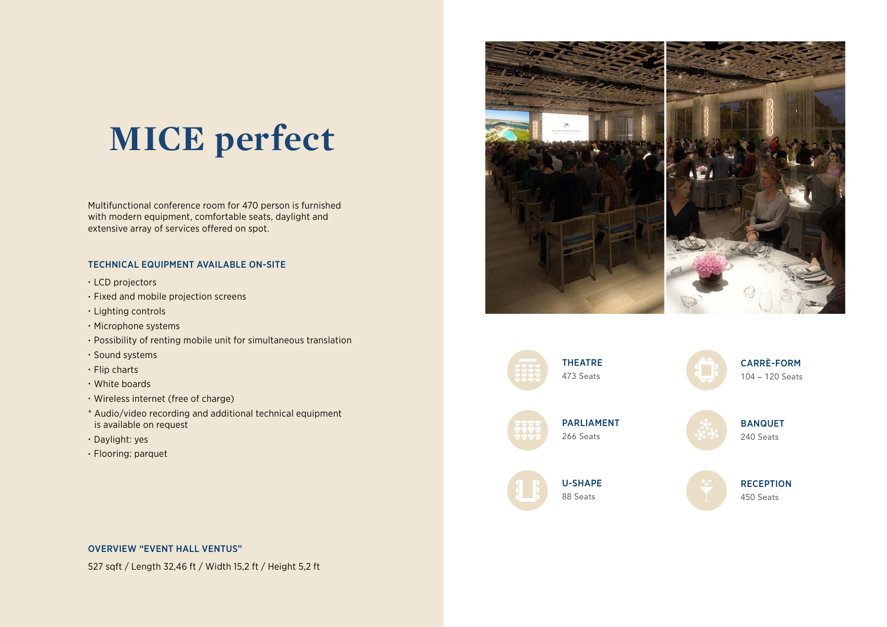# MICE perfect

Multifunctional conference room for 470 person is furnished with modern equipment, comfortable seats, daylight and extensive array of services offered on spot.

### TECHNICAL EQUIPMENT AVAILABLE ON-SITE

- LCD projectors
- Fixed and mobile projection screens
- Lighting controls
- Microphone systems
- Possibility of renting mobile unit for simultaneous translation
- Sound systems
- Flip charts
- White boards
- Wireless internet (free of charge)

* Audio/video recording and additional technical equipment is available on request

- Daylight: yes
- Flooring: parquet

### OVERVIEW "EVENT HALL VENTUS"

527 sqft / Length 32,46 ft / Width 15,2 ft / Height 5,2 ft

**THEATRE**
473 Seats

**CARRÈ-FORM**
104 – 120 Seats

**PARLIAMENT**
266 Seats

**BANQUET**
240 Seats

**U-SHAPE**
88 Seats

**RECEPTION**
450 Seats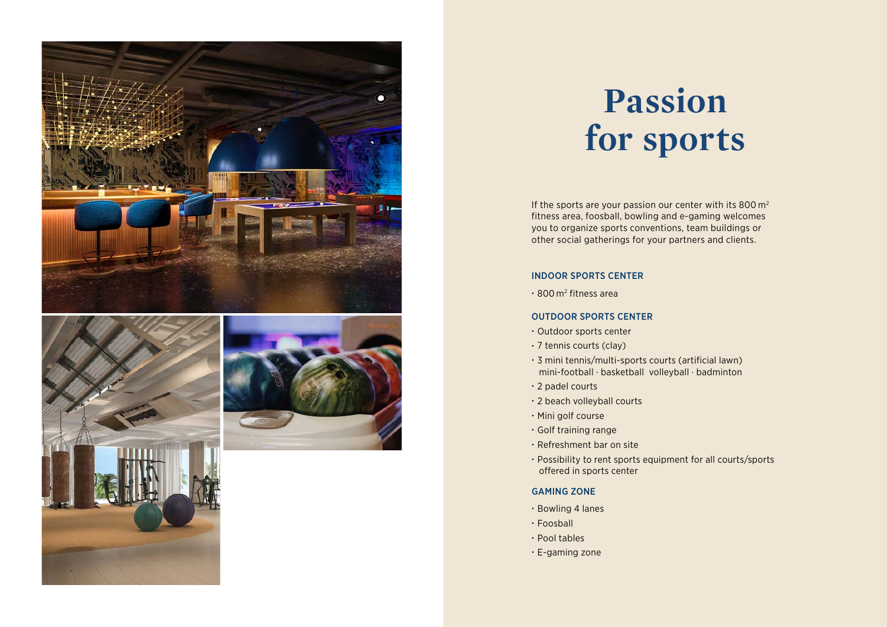# Passion for sports

If the sports are your passion our center with its 800 m² fitness area, foosball, bowling and e-gaming welcomes you to organize sports conventions, team buildings or other social gatherings for your partners and clients.

### INDOOR SPORTS CENTER

- 800 m² fitness area

### OUTDOOR SPORTS CENTER

- Outdoor sports center
- 7 tennis courts (clay)
- 3 mini tennis/multi-sports courts (artificial lawn) mini-football · basketball volleyball · badminton
- 2 padel courts
- 2 beach volleyball courts
- Mini golf course
- Golf training range
- Refreshment bar on site
- Possibility to rent sports equipment for all courts/sports offered in sports center

### GAMING ZONE

- Bowling 4 lanes
- Foosball
- Pool tables
- E-gaming zone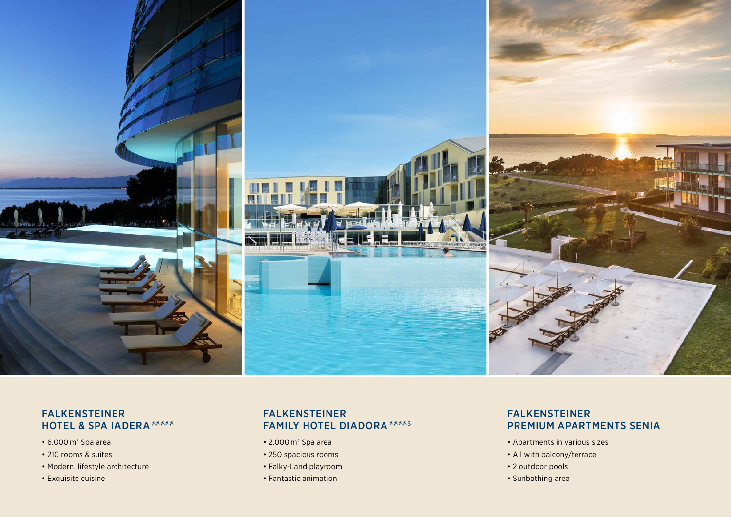## FALKENSTEINER HOTEL & SPA IADERA *****

- 6.000 m² Spa area
- 210 rooms & suites
- Modern, lifestyle architecture
- Exquisite cuisine

## FALKENSTEINER FAMILY HOTEL DIADORA ****S

- 2.000 m² Spa area
- 250 spacious rooms
- Falky-Land playroom
- Fantastic animation

## FALKENSTEINER PREMIUM APARTMENTS SENIA

- Apartments in various sizes
- All with balcony/terrace
- 2 outdoor pools
- Sunbathing area